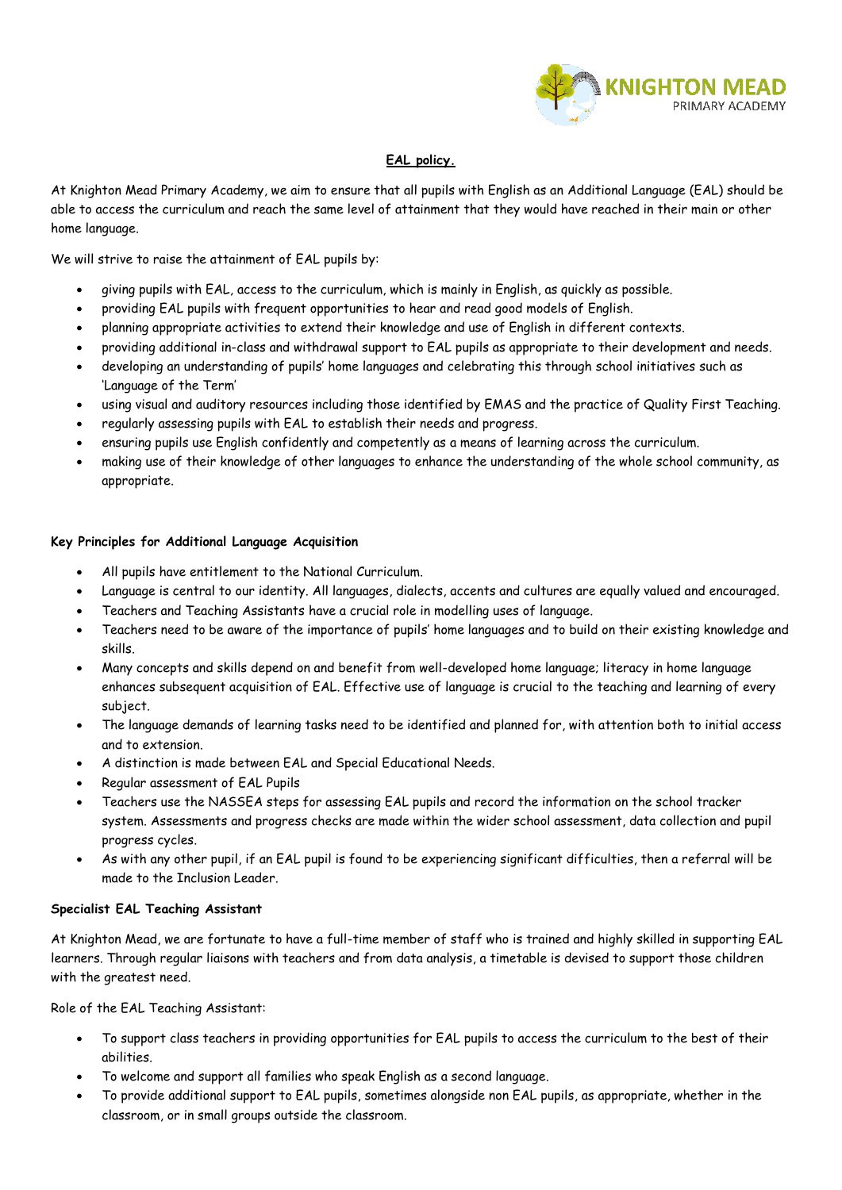KNIGHTON MEAD PRIMARY ACADEMY

# EAL policy.

At Knighton Mead Primary Academy, we aim to ensure that all pupils with English as an Additional Language (EAL) should be able to access the curriculum and reach the same level of attainment that they would have reached in their main or other home language.

We will strive to raise the attainment of EAL pupils by:

- giving pupils with EAL, access to the curriculum, which is mainly in English, as quickly as possible.
- providing EAL pupils with frequent opportunities to hear and read good models of English.
- planning appropriate activities to extend their knowledge and use of English in different contexts.
- providing additional in-class and withdrawal support to EAL pupils as appropriate to their development and needs.
- developing an understanding of pupils' home languages and celebrating this through school initiatives such as 'Language of the Term'
- using visual and auditory resources including those identified by EMAS and the practice of Quality First Teaching.
- regularly assessing pupils with EAL to establish their needs and progress.
- ensuring pupils use English confidently and competently as a means of learning across the curriculum.
- making use of their knowledge of other languages to enhance the understanding of the whole school community, as appropriate.

## Key Principles for Additional Language Acquisition

- All pupils have entitlement to the National Curriculum.
- Language is central to our identity. All languages, dialects, accents and cultures are equally valued and encouraged.
- Teachers and Teaching Assistants have a crucial role in modelling uses of language.
- Teachers need to be aware of the importance of pupils' home languages and to build on their existing knowledge and skills.
- Many concepts and skills depend on and benefit from well-developed home language; literacy in home language enhances subsequent acquisition of EAL. Effective use of language is crucial to the teaching and learning of every subject.
- The language demands of learning tasks need to be identified and planned for, with attention both to initial access and to extension.
- A distinction is made between EAL and Special Educational Needs.
- Regular assessment of EAL Pupils
- Teachers use the NASSEA steps for assessing EAL pupils and record the information on the school tracker system. Assessments and progress checks are made within the wider school assessment, data collection and pupil progress cycles.
- As with any other pupil, if an EAL pupil is found to be experiencing significant difficulties, then a referral will be made to the Inclusion Leader.

## Specialist EAL Teaching Assistant

At Knighton Mead, we are fortunate to have a full-time member of staff who is trained and highly skilled in supporting EAL learners. Through regular liaisons with teachers and from data analysis, a timetable is devised to support those children with the greatest need.

Role of the EAL Teaching Assistant:

- To support class teachers in providing opportunities for EAL pupils to access the curriculum to the best of their abilities.
- To welcome and support all families who speak English as a second language.
- To provide additional support to EAL pupils, sometimes alongside non EAL pupils, as appropriate, whether in the classroom, or in small groups outside the classroom.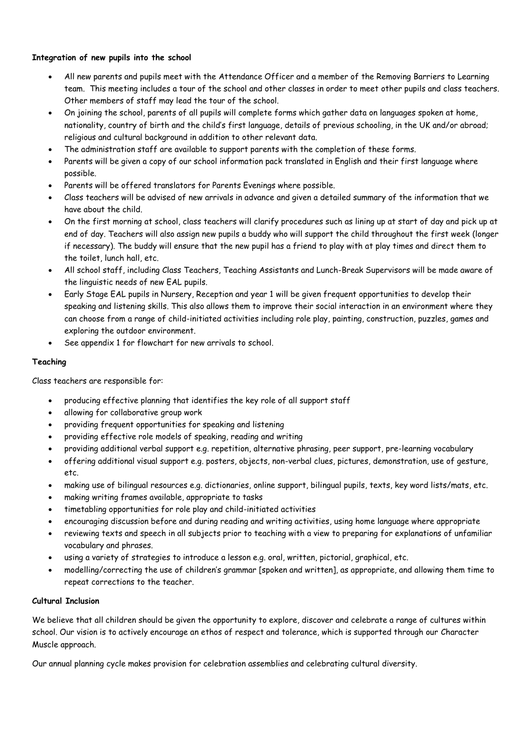**Integration of new pupils into the school**

- All new parents and pupils meet with the Attendance Officer and a member of the Removing Barriers to Learning team. This meeting includes a tour of the school and other classes in order to meet other pupils and class teachers. Other members of staff may lead the tour of the school.
- On joining the school, parents of all pupils will complete forms which gather data on languages spoken at home, nationality, country of birth and the child's first language, details of previous schooling, in the UK and/or abroad; religious and cultural background in addition to other relevant data.
- The administration staff are available to support parents with the completion of these forms.
- Parents will be given a copy of our school information pack translated in English and their first language where possible.
- Parents will be offered translators for Parents Evenings where possible.
- Class teachers will be advised of new arrivals in advance and given a detailed summary of the information that we have about the child.
- On the first morning at school, class teachers will clarify procedures such as lining up at start of day and pick up at end of day. Teachers will also assign new pupils a buddy who will support the child throughout the first week (longer if necessary). The buddy will ensure that the new pupil has a friend to play with at play times and direct them to the toilet, lunch hall, etc.
- All school staff, including Class Teachers, Teaching Assistants and Lunch-Break Supervisors will be made aware of the linguistic needs of new EAL pupils.
- Early Stage EAL pupils in Nursery, Reception and year 1 will be given frequent opportunities to develop their speaking and listening skills. This also allows them to improve their social interaction in an environment where they can choose from a range of child-initiated activities including role play, painting, construction, puzzles, games and exploring the outdoor environment.
- See appendix 1 for flowchart for new arrivals to school.

**Teaching**

Class teachers are responsible for:

- producing effective planning that identifies the key role of all support staff
- allowing for collaborative group work
- providing frequent opportunities for speaking and listening
- providing effective role models of speaking, reading and writing
- providing additional verbal support e.g. repetition, alternative phrasing, peer support, pre-learning vocabulary
- offering additional visual support e.g. posters, objects, non-verbal clues, pictures, demonstration, use of gesture, etc.
- making use of bilingual resources e.g. dictionaries, online support, bilingual pupils, texts, key word lists/mats, etc.
- making writing frames available, appropriate to tasks
- timetabling opportunities for role play and child-initiated activities
- encouraging discussion before and during reading and writing activities, using home language where appropriate
- reviewing texts and speech in all subjects prior to teaching with a view to preparing for explanations of unfamiliar vocabulary and phrases.
- using a variety of strategies to introduce a lesson e.g. oral, written, pictorial, graphical, etc.
- modelling/correcting the use of children's grammar [spoken and written], as appropriate, and allowing them time to repeat corrections to the teacher.

**Cultural Inclusion**

We believe that all children should be given the opportunity to explore, discover and celebrate a range of cultures within school. Our vision is to actively encourage an ethos of respect and tolerance, which is supported through our Character Muscle approach.

Our annual planning cycle makes provision for celebration assemblies and celebrating cultural diversity.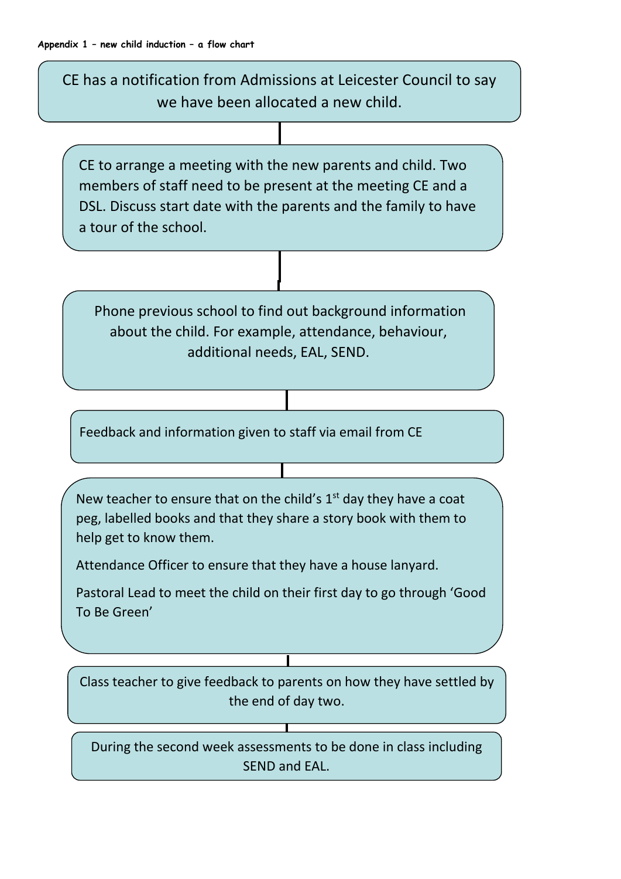**Appendix 1 – new child induction – a flow chart**

CE has a notification from Admissions at Leicester Council to say we have been allocated a new child.

CE to arrange a meeting with the new parents and child. Two members of staff need to be present at the meeting CE and a DSL. Discuss start date with the parents and the family to have a tour of the school.

Phone previous school to find out background information about the child. For example, attendance, behaviour, additional needs, EAL, SEND.

Feedback and information given to staff via email from CE

New teacher to ensure that on the child's 1st day they have a coat peg, labelled books and that they share a story book with them to help get to know them.

Attendance Officer to ensure that they have a house lanyard.

Pastoral Lead to meet the child on their first day to go through 'Good To Be Green'

Class teacher to give feedback to parents on how they have settled by the end of day two.

During the second week assessments to be done in class including SEND and EAL.